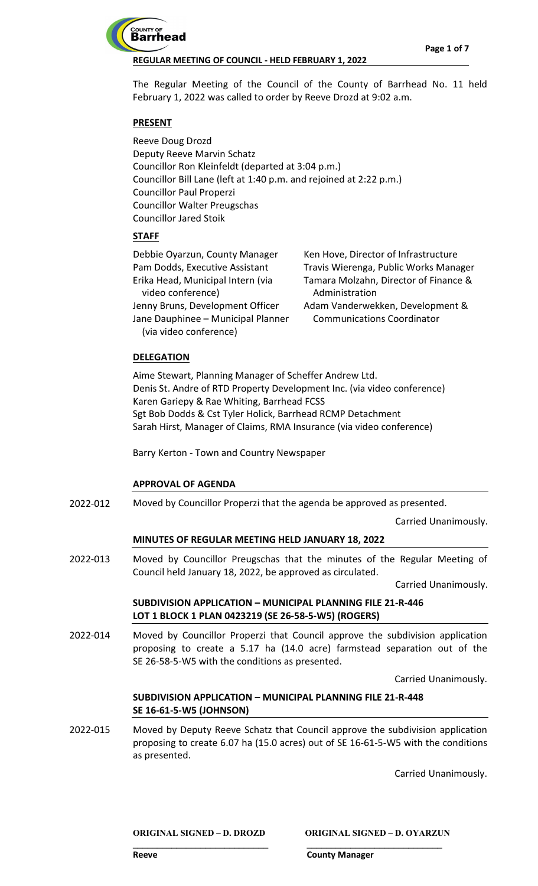**REGULAR MEETING OF COUNCIL - HELD FEBRUARY 1, 2022**

The Regular Meeting of the Council of the County of Barrhead No. 11 held February 1, 2022 was called to order by Reeve Drozd at 9:02 a.m.

## PRESENT

Reeve Doug Drozd
Deputy Reeve Marvin Schatz
Councillor Ron Kleinfeldt (departed at 3:04 p.m.)
Councillor Bill Lane (left at 1:40 p.m. and rejoined at 2:22 p.m.)
Councillor Paul Properzi
Councillor Walter Preugschas
Councillor Jared Stoik

## STAFF

Debbie Oyarzun, County Manager
Pam Dodds, Executive Assistant
Erika Head, Municipal Intern (via video conference)
Jenny Bruns, Development Officer
Jane Dauphinee – Municipal Planner (via video conference)
Ken Hove, Director of Infrastructure
Travis Wierenga, Public Works Manager
Tamara Molzahn, Director of Finance & Administration
Adam Vanderwekken, Development & Communications Coordinator

## DELEGATION

Aime Stewart, Planning Manager of Scheffer Andrew Ltd.
Denis St. Andre of RTD Property Development Inc. (via video conference)
Karen Gariepy & Rae Whiting, Barrhead FCSS
Sgt Bob Dodds & Cst Tyler Holick, Barrhead RCMP Detachment
Sarah Hirst, Manager of Claims, RMA Insurance (via video conference)

Barry Kerton - Town and Country Newspaper

## APPROVAL OF AGENDA

2022-012 Moved by Councillor Properzi that the agenda be approved as presented.

Carried Unanimously.

## MINUTES OF REGULAR MEETING HELD JANUARY 18, 2022

2022-013 Moved by Councillor Preugschas that the minutes of the Regular Meeting of Council held January 18, 2022, be approved as circulated.

Carried Unanimously.

## SUBDIVISION APPLICATION – MUNICIPAL PLANNING FILE 21-R-446 LOT 1 BLOCK 1 PLAN 0423219 (SE 26-58-5-W5) (ROGERS)

2022-014 Moved by Councillor Properzi that Council approve the subdivision application proposing to create a 5.17 ha (14.0 acre) farmstead separation out of the SE 26-58-5-W5 with the conditions as presented.

Carried Unanimously.

## SUBDIVISION APPLICATION – MUNICIPAL PLANNING FILE 21-R-448 SE 16-61-5-W5 (JOHNSON)

2022-015 Moved by Deputy Reeve Schatz that Council approve the subdivision application proposing to create 6.07 ha (15.0 acres) out of SE 16-61-5-W5 with the conditions as presented.

Carried Unanimously.

ORIGINAL SIGNED – D. DROZD
Reeve

ORIGINAL SIGNED – D. OYARZUN
County Manager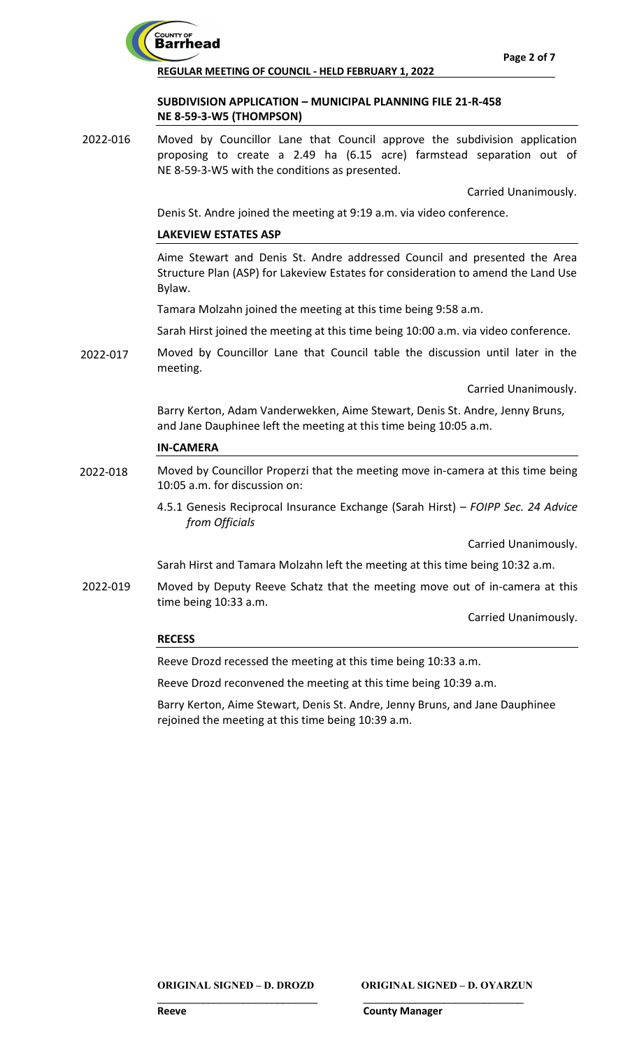**SUBDIVISION APPLICATION – MUNICIPAL PLANNING FILE 21-R-458**
**NE 8-59-3-W5 (THOMPSON)**

2022-016 Moved by Councillor Lane that Council approve the subdivision application proposing to create a 2.49 ha (6.15 acre) farmstead separation out of NE 8-59-3-W5 with the conditions as presented.

Carried Unanimously.

Denis St. Andre joined the meeting at 9:19 a.m. via video conference.

**LAKEVIEW ESTATES ASP**

Aime Stewart and Denis St. Andre addressed Council and presented the Area Structure Plan (ASP) for Lakeview Estates for consideration to amend the Land Use Bylaw.

Tamara Molzahn joined the meeting at this time being 9:58 a.m.

Sarah Hirst joined the meeting at this time being 10:00 a.m. via video conference.

2022-017 Moved by Councillor Lane that Council table the discussion until later in the meeting.

Carried Unanimously.

Barry Kerton, Adam Vanderwekken, Aime Stewart, Denis St. Andre, Jenny Bruns, and Jane Dauphinee left the meeting at this time being 10:05 a.m.

**IN-CAMERA**

2022-018 Moved by Councillor Properzi that the meeting move in-camera at this time being 10:05 a.m. for discussion on:

4.5.1 Genesis Reciprocal Insurance Exchange (Sarah Hirst) – *FOIPP Sec. 24 Advice from Officials*

Carried Unanimously.

Sarah Hirst and Tamara Molzahn left the meeting at this time being 10:32 a.m.

2022-019 Moved by Deputy Reeve Schatz that the meeting move out of in-camera at this time being 10:33 a.m.

Carried Unanimously.

**RECESS**

Reeve Drozd recessed the meeting at this time being 10:33 a.m.

Reeve Drozd reconvened the meeting at this time being 10:39 a.m.

Barry Kerton, Aime Stewart, Denis St. Andre, Jenny Bruns, and Jane Dauphinee rejoined the meeting at this time being 10:39 a.m.

**ORIGINAL SIGNED – D. DROZD**
Reeve

**ORIGINAL SIGNED – D. OYARZUN**
County Manager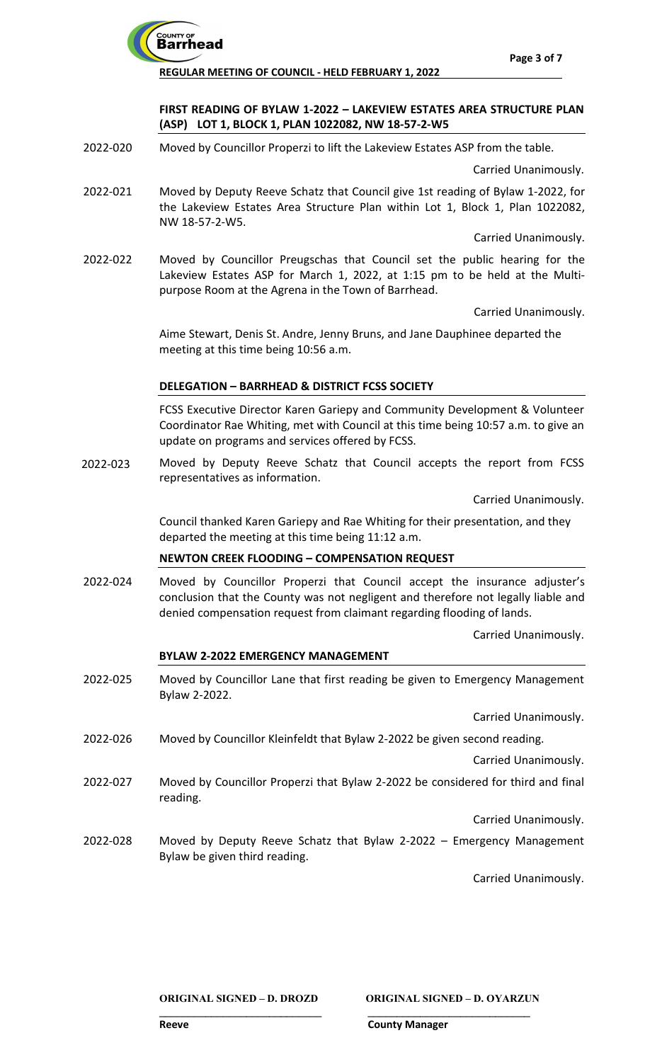### FIRST READING OF BYLAW 1-2022 – LAKEVIEW ESTATES AREA STRUCTURE PLAN (ASP) LOT 1, BLOCK 1, PLAN 1022082, NW 18-57-2-W5

2022-020 Moved by Councillor Properzi to lift the Lakeview Estates ASP from the table.

Carried Unanimously.

2022-021 Moved by Deputy Reeve Schatz that Council give 1st reading of Bylaw 1-2022, for the Lakeview Estates Area Structure Plan within Lot 1, Block 1, Plan 1022082, NW 18-57-2-W5.

Carried Unanimously.

2022-022 Moved by Councillor Preugschas that Council set the public hearing for the Lakeview Estates ASP for March 1, 2022, at 1:15 pm to be held at the Multi-purpose Room at the Agrena in the Town of Barrhead.

Carried Unanimously.

Aime Stewart, Denis St. Andre, Jenny Bruns, and Jane Dauphinee departed the meeting at this time being 10:56 a.m.

### DELEGATION – BARRHEAD & DISTRICT FCSS SOCIETY

FCSS Executive Director Karen Gariepy and Community Development & Volunteer Coordinator Rae Whiting, met with Council at this time being 10:57 a.m. to give an update on programs and services offered by FCSS.

2022-023 Moved by Deputy Reeve Schatz that Council accepts the report from FCSS representatives as information.

Carried Unanimously.

Council thanked Karen Gariepy and Rae Whiting for their presentation, and they departed the meeting at this time being 11:12 a.m.

### NEWTON CREEK FLOODING – COMPENSATION REQUEST

2022-024 Moved by Councillor Properzi that Council accept the insurance adjuster's conclusion that the County was not negligent and therefore not legally liable and denied compensation request from claimant regarding flooding of lands.

Carried Unanimously.

### BYLAW 2-2022 EMERGENCY MANAGEMENT

2022-025 Moved by Councillor Lane that first reading be given to Emergency Management Bylaw 2-2022.

Carried Unanimously.

2022-026 Moved by Councillor Kleinfeldt that Bylaw 2-2022 be given second reading.

Carried Unanimously.

2022-027 Moved by Councillor Properzi that Bylaw 2-2022 be considered for third and final reading.

Carried Unanimously.

2022-028 Moved by Deputy Reeve Schatz that Bylaw 2-2022 – Emergency Management Bylaw be given third reading.

Carried Unanimously.

ORIGINAL SIGNED – D. DROZD
Reeve

ORIGINAL SIGNED – D. OYARZUN
County Manager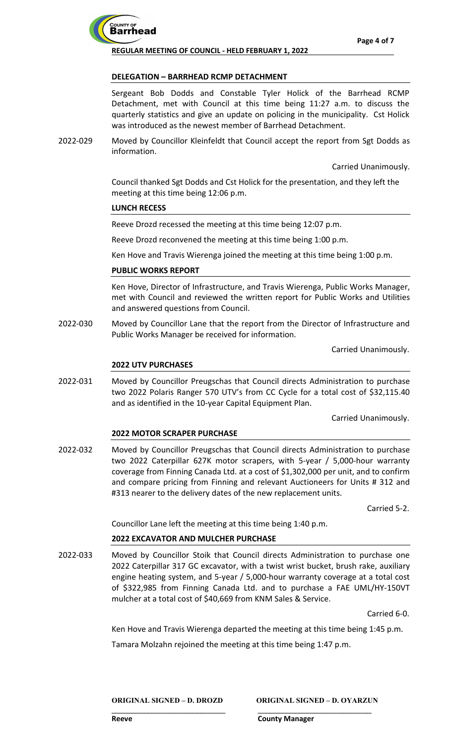### DELEGATION – BARRHEAD RCMP DETACHMENT

Sergeant Bob Dodds and Constable Tyler Holick of the Barrhead RCMP Detachment, met with Council at this time being 11:27 a.m. to discuss the quarterly statistics and give an update on policing in the municipality. Cst Holick was introduced as the newest member of Barrhead Detachment.

2022-029 Moved by Councillor Kleinfeldt that Council accept the report from Sgt Dodds as information.

Carried Unanimously.

Council thanked Sgt Dodds and Cst Holick for the presentation, and they left the meeting at this time being 12:06 p.m.

### LUNCH RECESS

Reeve Drozd recessed the meeting at this time being 12:07 p.m.

Reeve Drozd reconvened the meeting at this time being 1:00 p.m.

Ken Hove and Travis Wierenga joined the meeting at this time being 1:00 p.m.

### PUBLIC WORKS REPORT

Ken Hove, Director of Infrastructure, and Travis Wierenga, Public Works Manager, met with Council and reviewed the written report for Public Works and Utilities and answered questions from Council.

2022-030 Moved by Councillor Lane that the report from the Director of Infrastructure and Public Works Manager be received for information.

Carried Unanimously.

### 2022 UTV PURCHASES

2022-031 Moved by Councillor Preugschas that Council directs Administration to purchase two 2022 Polaris Ranger 570 UTV's from CC Cycle for a total cost of $32,115.40 and as identified in the 10-year Capital Equipment Plan.

Carried Unanimously.

### 2022 MOTOR SCRAPER PURCHASE

2022-032 Moved by Councillor Preugschas that Council directs Administration to purchase two 2022 Caterpillar 627K motor scrapers, with 5-year / 5,000-hour warranty coverage from Finning Canada Ltd. at a cost of $1,302,000 per unit, and to confirm and compare pricing from Finning and relevant Auctioneers for Units # 312 and #313 nearer to the delivery dates of the new replacement units.

Carried 5-2.

Councillor Lane left the meeting at this time being 1:40 p.m.

### 2022 EXCAVATOR AND MULCHER PURCHASE

2022-033 Moved by Councillor Stoik that Council directs Administration to purchase one 2022 Caterpillar 317 GC excavator, with a twist wrist bucket, brush rake, auxiliary engine heating system, and 5-year / 5,000-hour warranty coverage at a total cost of $322,985 from Finning Canada Ltd. and to purchase a FAE UML/HY-150VT mulcher at a total cost of $40,669 from KNM Sales & Service.

Carried 6-0.

Ken Hove and Travis Wierenga departed the meeting at this time being 1:45 p.m.

Tamara Molzahn rejoined the meeting at this time being 1:47 p.m.

ORIGINAL SIGNED – D. DROZD
Reeve

ORIGINAL SIGNED – D. OYARZUN
County Manager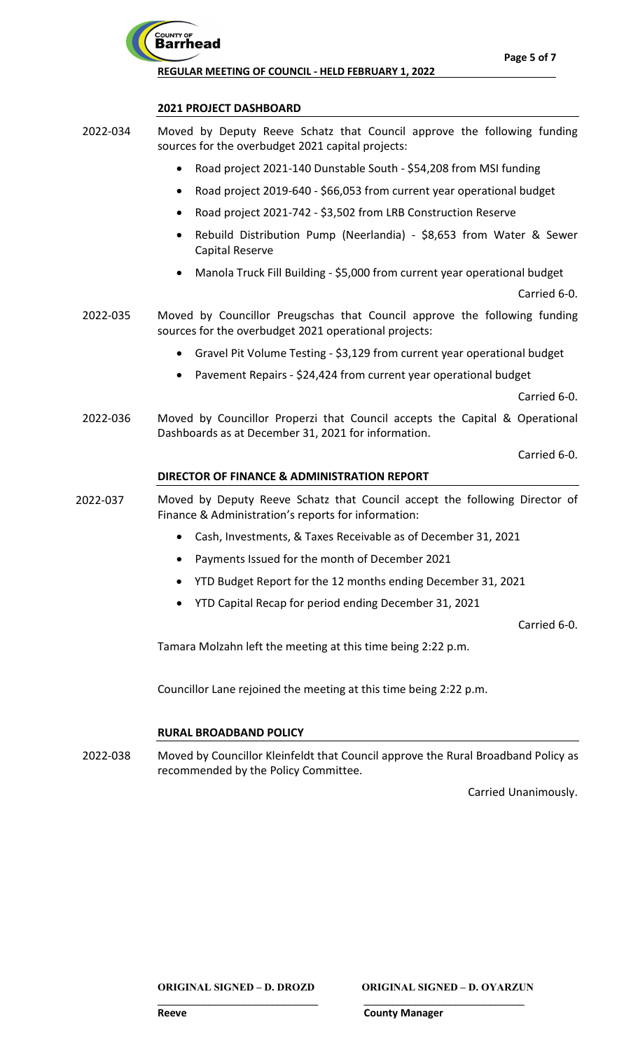## 2021 PROJECT DASHBOARD

2022-034 Moved by Deputy Reeve Schatz that Council approve the following funding sources for the overbudget 2021 capital projects:

- Road project 2021-140 Dunstable South - $54,208 from MSI funding
- Road project 2019-640 - $66,053 from current year operational budget
- Road project 2021-742 - $3,502 from LRB Construction Reserve
- Rebuild Distribution Pump (Neerlandia) - $8,653 from Water & Sewer Capital Reserve
- Manola Truck Fill Building - $5,000 from current year operational budget

Carried 6-0.

2022-035 Moved by Councillor Preugschas that Council approve the following funding sources for the overbudget 2021 operational projects:

- Gravel Pit Volume Testing - $3,129 from current year operational budget
- Pavement Repairs - $24,424 from current year operational budget

Carried 6-0.

2022-036 Moved by Councillor Properzi that Council accepts the Capital & Operational Dashboards as at December 31, 2021 for information.

Carried 6-0.

## DIRECTOR OF FINANCE & ADMINISTRATION REPORT

2022-037 Moved by Deputy Reeve Schatz that Council accept the following Director of Finance & Administration's reports for information:

- Cash, Investments, & Taxes Receivable as of December 31, 2021
- Payments Issued for the month of December 2021
- YTD Budget Report for the 12 months ending December 31, 2021
- YTD Capital Recap for period ending December 31, 2021

Carried 6-0.

Tamara Molzahn left the meeting at this time being 2:22 p.m.

Councillor Lane rejoined the meeting at this time being 2:22 p.m.

## RURAL BROADBAND POLICY

2022-038 Moved by Councillor Kleinfeldt that Council approve the Rural Broadband Policy as recommended by the Policy Committee.

Carried Unanimously.

| ORIGINAL SIGNED – D. DROZD | ORIGINAL SIGNED – D. OYARZUN |
|---|---|
| Reeve | County Manager |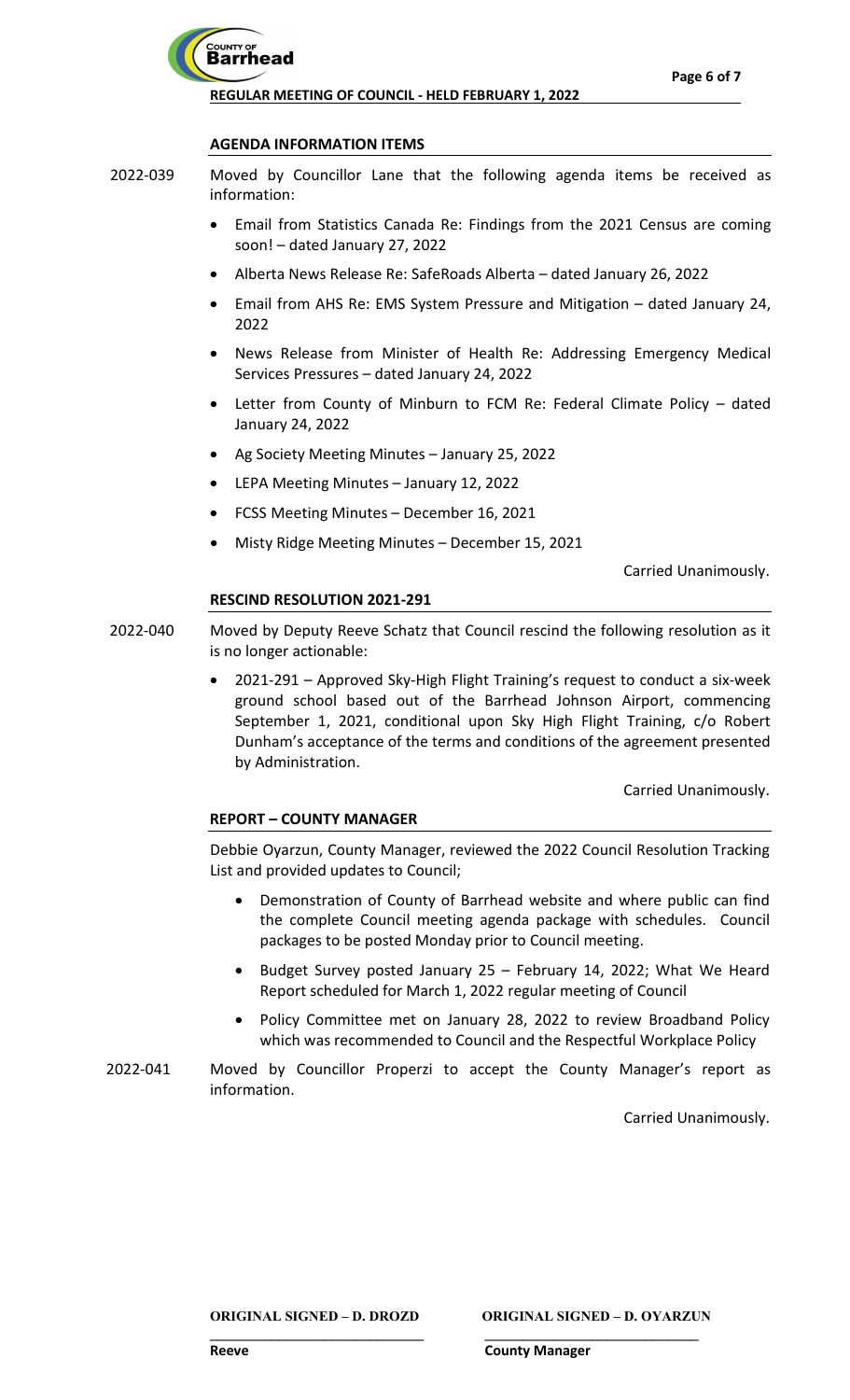#### AGENDA INFORMATION ITEMS

2022-039 Moved by Councillor Lane that the following agenda items be received as information:

- Email from Statistics Canada Re: Findings from the 2021 Census are coming soon! – dated January 27, 2022
- Alberta News Release Re: SafeRoads Alberta – dated January 26, 2022
- Email from AHS Re: EMS System Pressure and Mitigation – dated January 24, 2022
- News Release from Minister of Health Re: Addressing Emergency Medical Services Pressures – dated January 24, 2022
- Letter from County of Minburn to FCM Re: Federal Climate Policy – dated January 24, 2022
- Ag Society Meeting Minutes – January 25, 2022
- LEPA Meeting Minutes – January 12, 2022
- FCSS Meeting Minutes – December 16, 2021
- Misty Ridge Meeting Minutes – December 15, 2021

Carried Unanimously.

#### RESCIND RESOLUTION 2021-291

2022-040 Moved by Deputy Reeve Schatz that Council rescind the following resolution as it is no longer actionable:

- 2021-291 – Approved Sky-High Flight Training's request to conduct a six-week ground school based out of the Barrhead Johnson Airport, commencing September 1, 2021, conditional upon Sky High Flight Training, c/o Robert Dunham's acceptance of the terms and conditions of the agreement presented by Administration.

Carried Unanimously.

#### REPORT – COUNTY MANAGER

Debbie Oyarzun, County Manager, reviewed the 2022 Council Resolution Tracking List and provided updates to Council;

- Demonstration of County of Barrhead website and where public can find the complete Council meeting agenda package with schedules. Council packages to be posted Monday prior to Council meeting.
- Budget Survey posted January 25 – February 14, 2022; What We Heard Report scheduled for March 1, 2022 regular meeting of Council
- Policy Committee met on January 28, 2022 to review Broadband Policy which was recommended to Council and the Respectful Workplace Policy

2022-041 Moved by Councillor Properzi to accept the County Manager's report as information.

Carried Unanimously.

**ORIGINAL SIGNED – D. DROZD**
Reeve

**ORIGINAL SIGNED – D. OYARZUN**
County Manager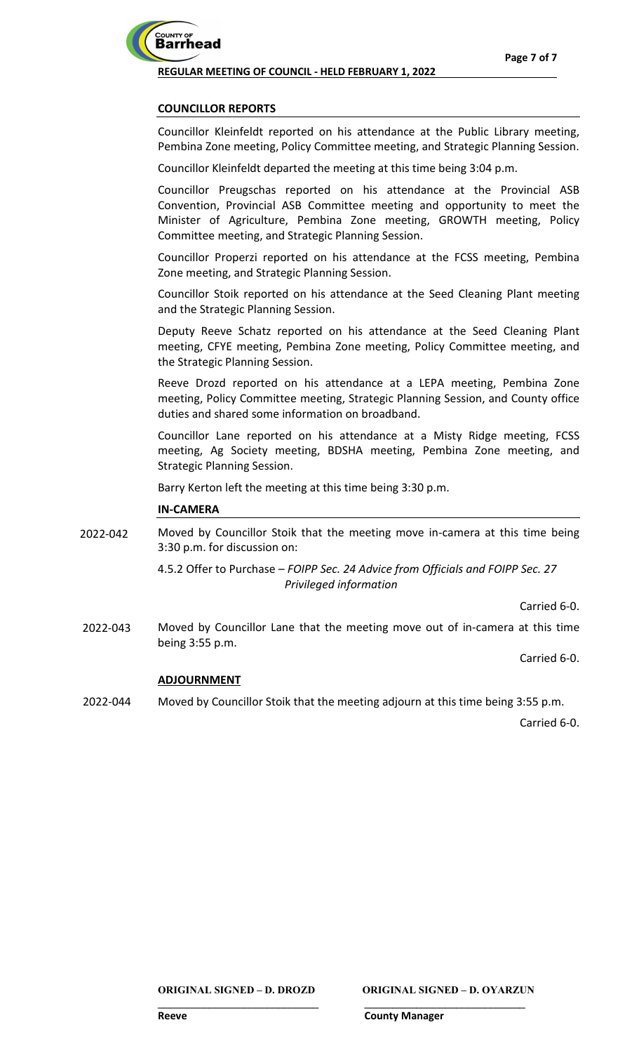#### COUNCILLOR REPORTS

Councillor Kleinfeldt reported on his attendance at the Public Library meeting, Pembina Zone meeting, Policy Committee meeting, and Strategic Planning Session.

Councillor Kleinfeldt departed the meeting at this time being 3:04 p.m.

Councillor Preugschas reported on his attendance at the Provincial ASB Convention, Provincial ASB Committee meeting and opportunity to meet the Minister of Agriculture, Pembina Zone meeting, GROWTH meeting, Policy Committee meeting, and Strategic Planning Session.

Councillor Properzi reported on his attendance at the FCSS meeting, Pembina Zone meeting, and Strategic Planning Session.

Councillor Stoik reported on his attendance at the Seed Cleaning Plant meeting and the Strategic Planning Session.

Deputy Reeve Schatz reported on his attendance at the Seed Cleaning Plant meeting, CFYE meeting, Pembina Zone meeting, Policy Committee meeting, and the Strategic Planning Session.

Reeve Drozd reported on his attendance at a LEPA meeting, Pembina Zone meeting, Policy Committee meeting, Strategic Planning Session, and County office duties and shared some information on broadband.

Councillor Lane reported on his attendance at a Misty Ridge meeting, FCSS meeting, Ag Society meeting, BDSHA meeting, Pembina Zone meeting, and Strategic Planning Session.

Barry Kerton left the meeting at this time being 3:30 p.m.

#### IN-CAMERA

2022-042 Moved by Councillor Stoik that the meeting move in-camera at this time being 3:30 p.m. for discussion on:

4.5.2 Offer to Purchase – *FOIPP Sec. 24 Advice from Officials and FOIPP Sec. 27 Privileged information*

Carried 6-0.

2022-043 Moved by Councillor Lane that the meeting move out of in-camera at this time being 3:55 p.m.

Carried 6-0.

#### ADJOURNMENT

2022-044 Moved by Councillor Stoik that the meeting adjourn at this time being 3:55 p.m.

Carried 6-0.

ORIGINAL SIGNED – D. DROZD
Reeve

ORIGINAL SIGNED – D. OYARZUN
County Manager